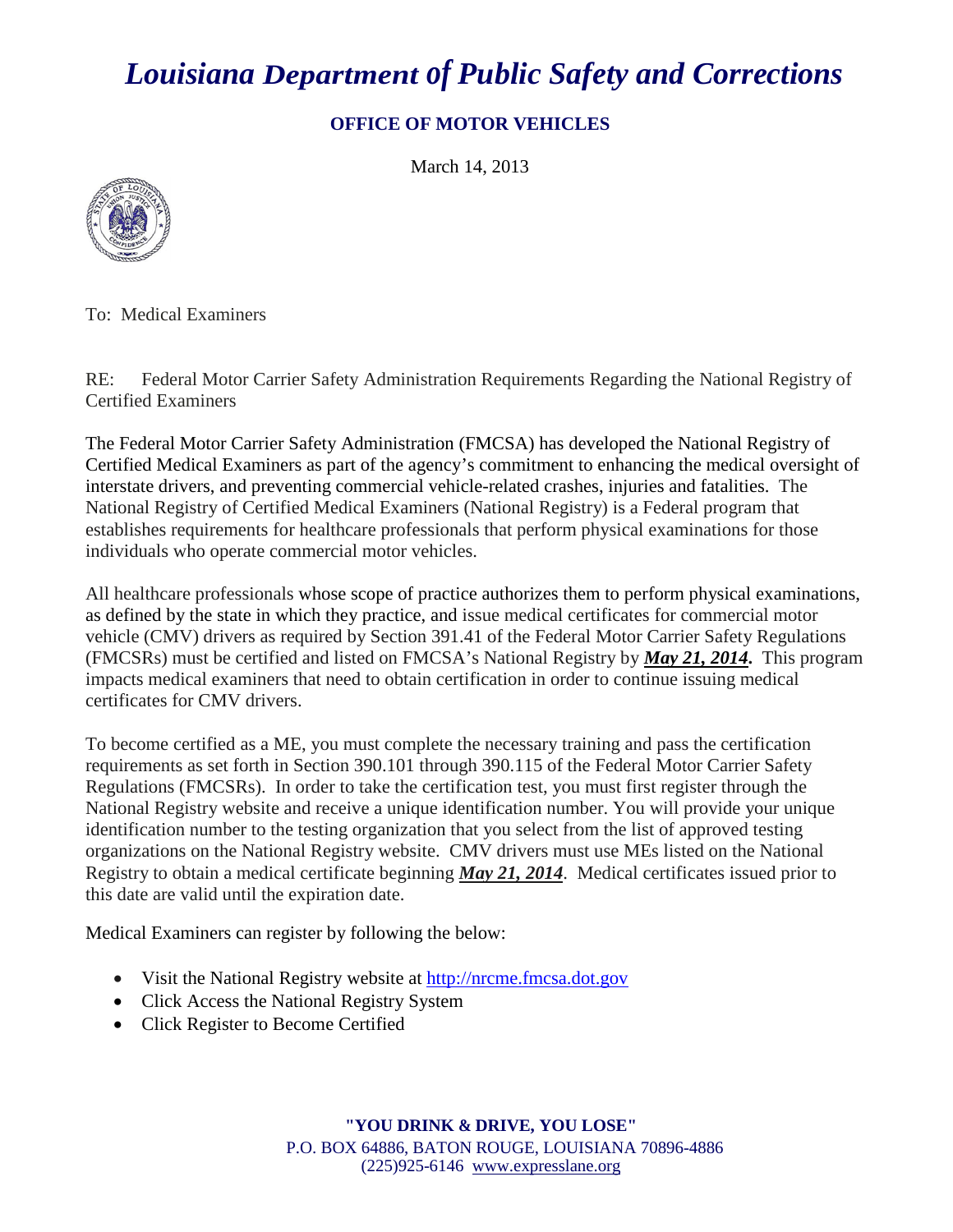# *Louisiana Department 0f Public Safety and Corrections*

## OFFICE OF MOTOR VEHICLES

March 14, 2013

To: Medical Examiners

RE: Federal Motor Carrier Safety Administration Requirements Regarding the National Registry of Certified Examiners

The Federal Motor Carrier Safety Administration (FMCSA) has developed the National Registry of Certified Medical Examiners as part of the agency's commitment to enhancing the medical oversight of interstate drivers, and preventing commercial vehicle-related crashes, injuries and fatalities. The National Registry of Certified Medical Examiners (National Registry) is a Federal program that establishes requirements for healthcare professionals that perform physical examinations for those individuals who operate commercial motor vehicles.

All healthcare professionals whose scope of practice authorizes them to perform physical examinations, as defined by the state in which they practice, and issue medical certificates for commercial motor vehicle (CMV) drivers as required by Section 391.41 of the Federal Motor Carrier Safety Regulations (FMCSRs) must be certified and listed on FMCSA's National Registry by ***May 21, 2014*.** This program impacts medical examiners that need to obtain certification in order to continue issuing medical certificates for CMV drivers.

To become certified as a ME, you must complete the necessary training and pass the certification requirements as set forth in Section 390.101 through 390.115 of the Federal Motor Carrier Safety Regulations (FMCSRs). In order to take the certification test, you must first register through the National Registry website and receive a unique identification number. You will provide your unique identification number to the testing organization that you select from the list of approved testing organizations on the National Registry website. CMV drivers must use MEs listed on the National Registry to obtain a medical certificate beginning ***May 21, 2014***. Medical certificates issued prior to this date are valid until the expiration date.

Medical Examiners can register by following the below:

- Visit the National Registry website at http://nrcme.fmcsa.dot.gov
- Click Access the National Registry System
- Click Register to Become Certified

**"YOU DRINK & DRIVE, YOU LOSE"**
P.O. BOX 64886, BATON ROUGE, LOUISIANA 70896-4886
(225)925-6146 www.expresslane.org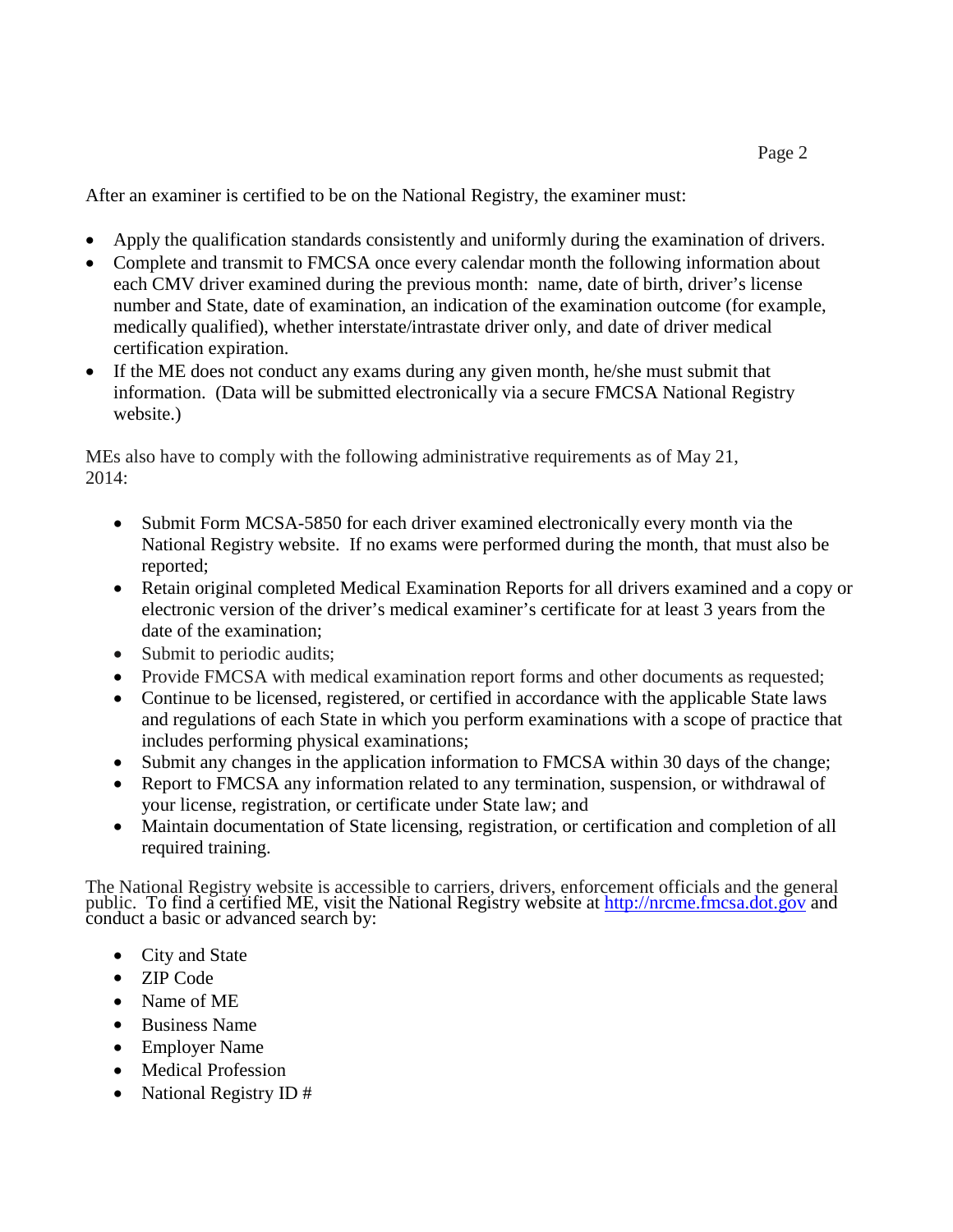After an examiner is certified to be on the National Registry, the examiner must:

- Apply the qualification standards consistently and uniformly during the examination of drivers.
- Complete and transmit to FMCSA once every calendar month the following information about each CMV driver examined during the previous month: name, date of birth, driver's license number and State, date of examination, an indication of the examination outcome (for example, medically qualified), whether interstate/intrastate driver only, and date of driver medical certification expiration.
- If the ME does not conduct any exams during any given month, he/she must submit that information. (Data will be submitted electronically via a secure FMCSA National Registry website.)

MEs also have to comply with the following administrative requirements as of May 21, 2014:

- Submit Form MCSA-5850 for each driver examined electronically every month via the National Registry website. If no exams were performed during the month, that must also be reported;
- Retain original completed Medical Examination Reports for all drivers examined and a copy or electronic version of the driver's medical examiner's certificate for at least 3 years from the date of the examination;
- Submit to periodic audits;
- Provide FMCSA with medical examination report forms and other documents as requested;
- Continue to be licensed, registered, or certified in accordance with the applicable State laws and regulations of each State in which you perform examinations with a scope of practice that includes performing physical examinations;
- Submit any changes in the application information to FMCSA within 30 days of the change;
- Report to FMCSA any information related to any termination, suspension, or withdrawal of your license, registration, or certificate under State law; and
- Maintain documentation of State licensing, registration, or certification and completion of all required training.

The National Registry website is accessible to carriers, drivers, enforcement officials and the general public. To find a certified ME, visit the National Registry website at [http://nrcme.fmcsa.dot.gov](http://nrcme.fmcsa.dot.gov) and conduct a basic or advanced search by:

- City and State
- ZIP Code
- Name of ME
- Business Name
- Employer Name
- Medical Profession
- National Registry ID #